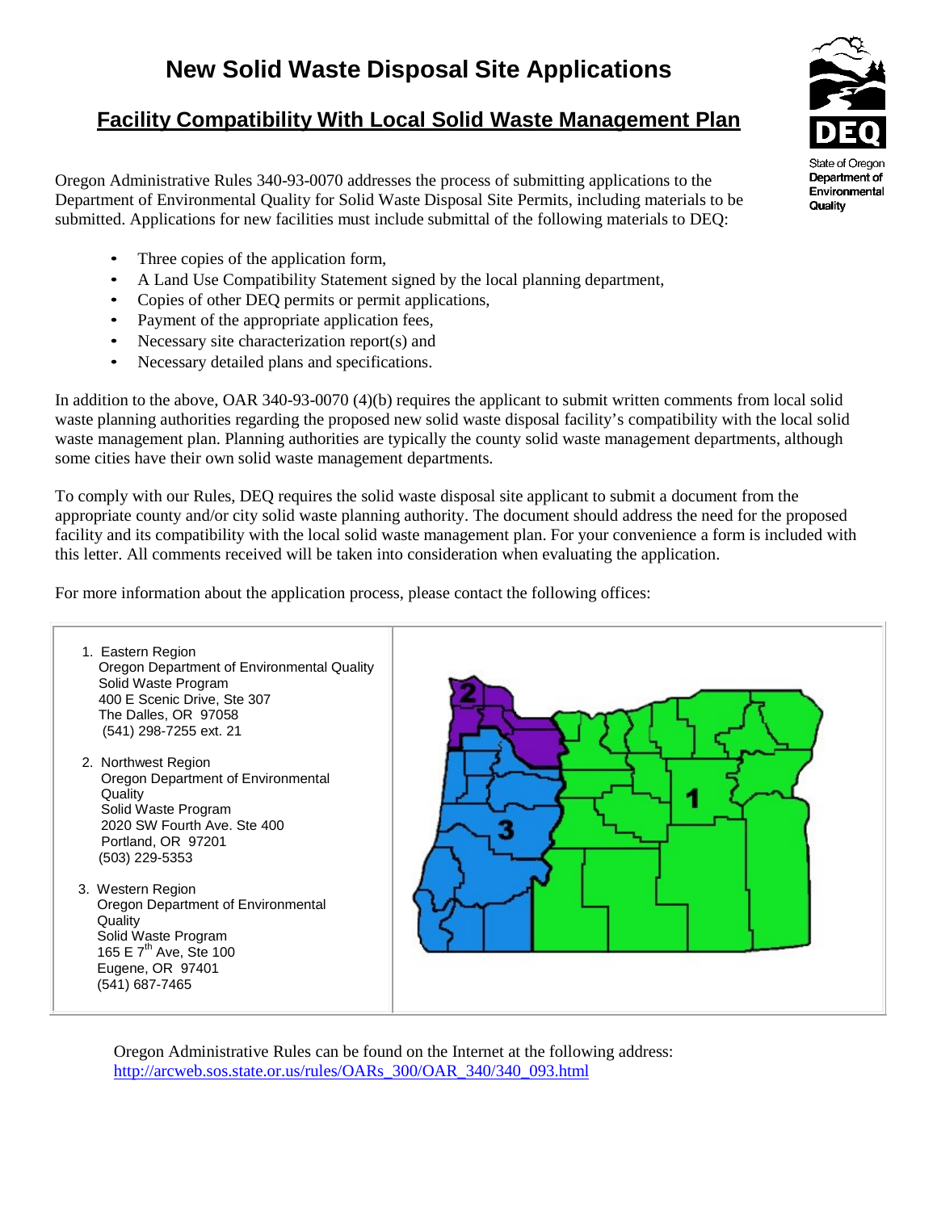# New Solid Waste Disposal Site Applications

## Facility Compatibility With Local Solid Waste Management Plan

State of Oregon Department of Environmental Quality

Oregon Administrative Rules 340-93-0070 addresses the process of submitting applications to the Department of Environmental Quality for Solid Waste Disposal Site Permits, including materials to be submitted. Applications for new facilities must include submittal of the following materials to DEQ:

- Three copies of the application form,
- A Land Use Compatibility Statement signed by the local planning department,
- Copies of other DEQ permits or permit applications,
- Payment of the appropriate application fees,
- Necessary site characterization report(s) and
- Necessary detailed plans and specifications.

In addition to the above, OAR 340-93-0070 (4)(b) requires the applicant to submit written comments from local solid waste planning authorities regarding the proposed new solid waste disposal facility's compatibility with the local solid waste management plan. Planning authorities are typically the county solid waste management departments, although some cities have their own solid waste management departments.

To comply with our Rules, DEQ requires the solid waste disposal site applicant to submit a document from the appropriate county and/or city solid waste planning authority. The document should address the need for the proposed facility and its compatibility with the local solid waste management plan. For your convenience a form is included with this letter. All comments received will be taken into consideration when evaluating the application.

For more information about the application process, please contact the following offices:

1. Eastern Region
   Oregon Department of Environmental Quality
   Solid Waste Program
   400 E Scenic Drive, Ste 307
   The Dalles, OR 97058
   (541) 298-7255 ext. 21

2. Northwest Region
   Oregon Department of Environmental Quality
   Solid Waste Program
   2020 SW Fourth Ave. Ste 400
   Portland, OR 97201
   (503) 229-5353

3. Western Region
   Oregon Department of Environmental Quality
   Solid Waste Program
   165 E 7th Ave, Ste 100
   Eugene, OR 97401
   (541) 687-7465

Oregon Administrative Rules can be found on the Internet at the following address:
http://arcweb.sos.state.or.us/rules/OARs_300/OAR_340/340_093.html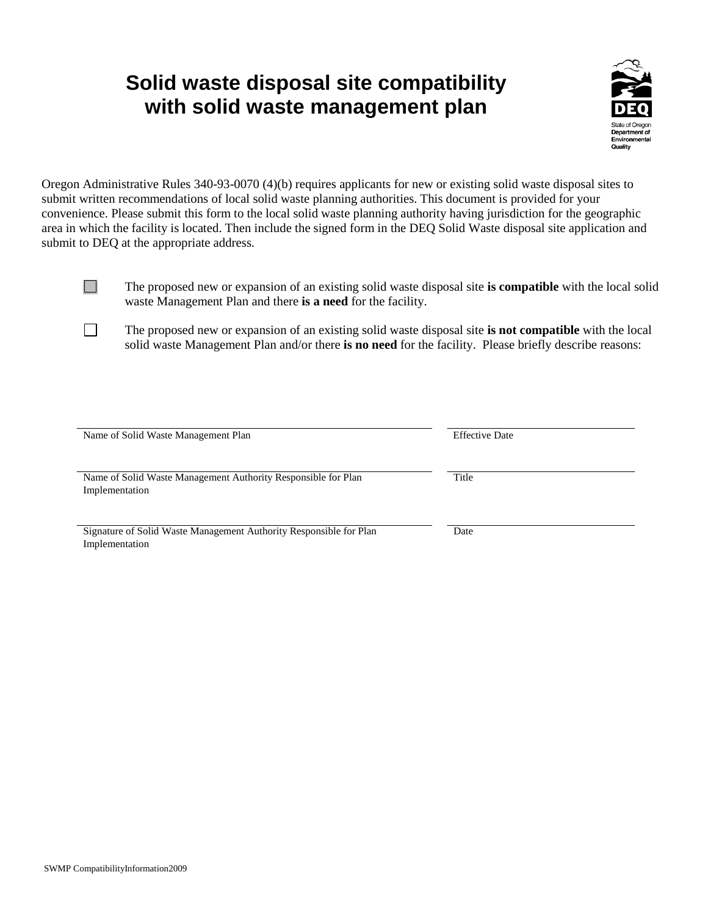# Solid waste disposal site compatibility with solid waste management plan

State of Oregon Department of Environmental Quality

Oregon Administrative Rules 340-93-0070 (4)(b) requires applicants for new or existing solid waste disposal sites to submit written recommendations of local solid waste planning authorities. This document is provided for your convenience. Please submit this form to the local solid waste planning authority having jurisdiction for the geographic area in which the facility is located. Then include the signed form in the DEQ Solid Waste disposal site application and submit to DEQ at the appropriate address.

- ☐ The proposed new or expansion of an existing solid waste disposal site **is compatible** with the local solid waste Management Plan and there **is a need** for the facility.

- ☐ The proposed new or expansion of an existing solid waste disposal site **is not compatible** with the local solid waste Management Plan and/or there **is no need** for the facility. Please briefly describe reasons:

| | |
|---|---|
| Name of Solid Waste Management Plan | Effective Date |
| Name of Solid Waste Management Authority Responsible for Plan Implementation | Title |
| Signature of Solid Waste Management Authority Responsible for Plan Implementation | Date |

SWMP CompatibilityInformation2009